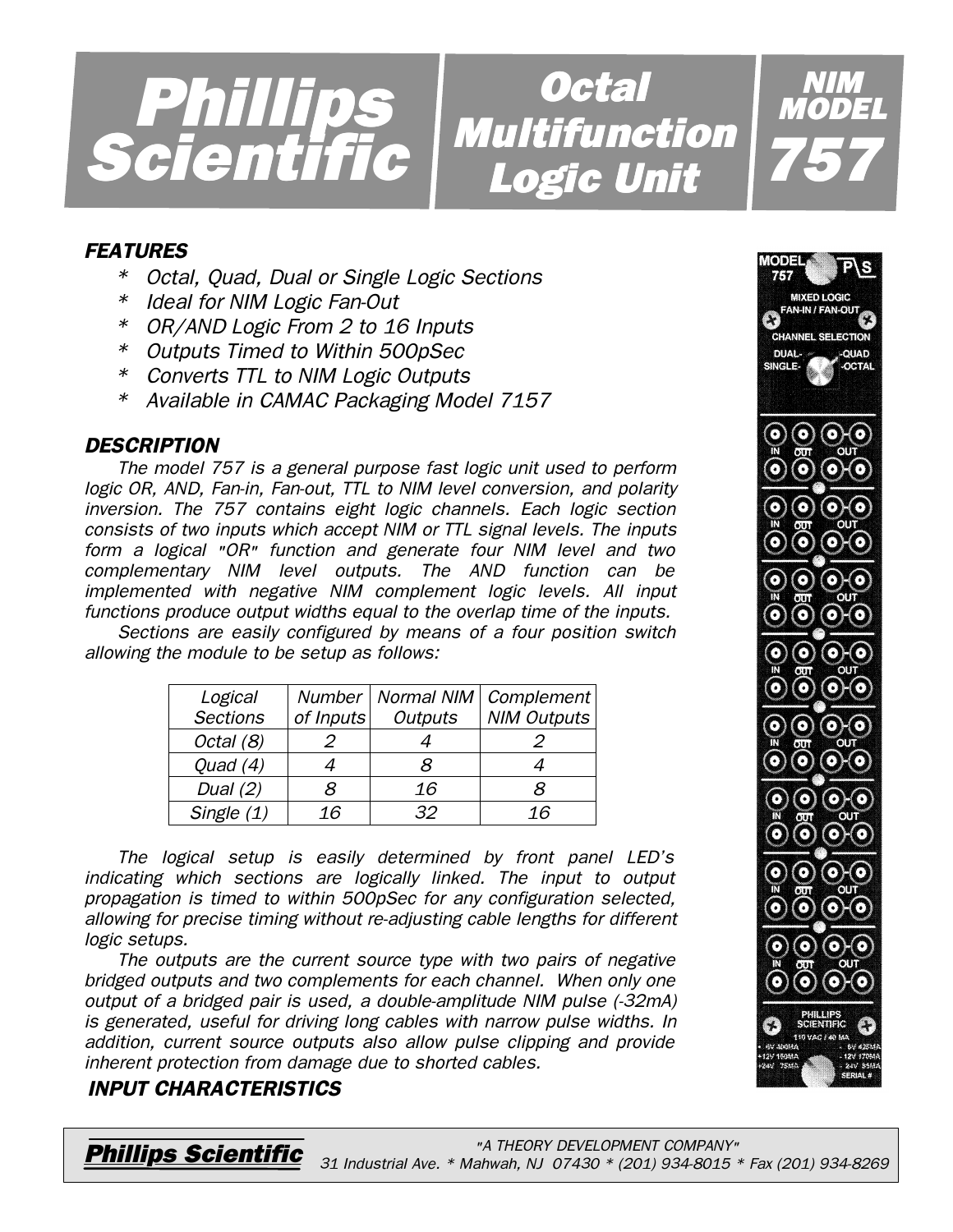# Phillips Scientific — Octal Multifunction Logic Unit — NIM Model 757

### FEATURES

- *Octal, Quad, Dual or Single Logic Sections*
- *Ideal for NIM Logic Fan-Out*
- *OR/AND Logic From 2 to 16 Inputs*
- *Outputs Timed to Within 500pSec*
- *Converts TTL to NIM Logic Outputs*
- *Available in CAMAC Packaging Model 7157*

### DESCRIPTION

*The model 757 is a general purpose fast logic unit used to perform logic OR, AND, Fan-in, Fan-out, TTL to NIM level conversion, and polarity inversion. The 757 contains eight logic channels. Each logic section consists of two inputs which accept NIM or TTL signal levels. The inputs form a logical "OR" function and generate four NIM level and two complementary NIM level outputs. The AND function can be implemented with negative NIM complement logic levels. All input functions produce output widths equal to the overlap time of the inputs.*

*Sections are easily configured by means of a four position switch allowing the module to be setup as follows:*

| Logical Sections | Number of Inputs | Normal NIM Outputs | Complement NIM Outputs |
|---|---|---|---|
| Octal (8) | 2 | 4 | 2 |
| Quad (4) | 4 | 8 | 4 |
| Dual (2) | 8 | 16 | 8 |
| Single (1) | 16 | 32 | 16 |

*The logical setup is easily determined by front panel LED's indicating which sections are logically linked. The input to output propagation is timed to within 500pSec for any configuration selected, allowing for precise timing without re-adjusting cable lengths for different logic setups.*

*The outputs are the current source type with two pairs of negative bridged outputs and two complements for each channel. When only one output of a bridged pair is used, a double-amplitude NIM pulse (-32mA) is generated, useful for driving long cables with narrow pulse widths. In addition, current source outputs also allow pulse clipping and provide inherent protection from damage due to shorted cables.*

### INPUT CHARACTERISTICS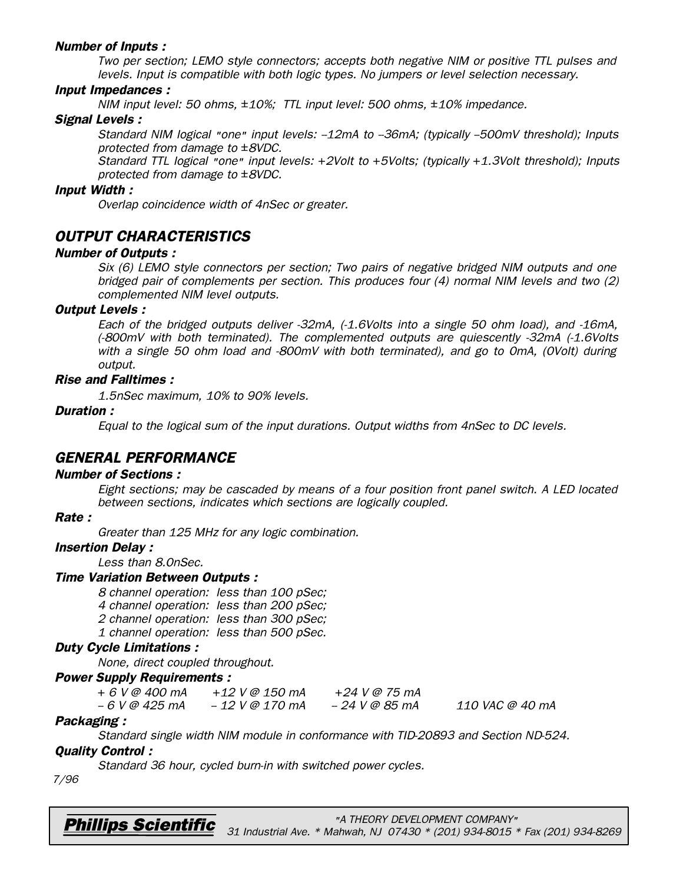***Number of Inputs :***

*Two per section; LEMO style connectors; accepts both negative NIM or positive TTL pulses and levels. Input is compatible with both logic types. No jumpers or level selection necessary.*

***Input Impedances :***

*NIM input level: 50 ohms, ±10%; TTL input level: 500 ohms, ±10% impedance.*

***Signal Levels :***

*Standard NIM logical "one" input levels: –12mA to –36mA; (typically –500mV threshold); Inputs protected from damage to ±8VDC.*

*Standard TTL logical "one" input levels: +2Volt to +5Volts; (typically +1.3Volt threshold); Inputs protected from damage to ±8VDC.*

***Input Width :***

*Overlap coincidence width of 4nSec or greater.*

## ***OUTPUT CHARACTERISTICS***

***Number of Outputs :***

*Six (6) LEMO style connectors per section; Two pairs of negative bridged NIM outputs and one bridged pair of complements per section. This produces four (4) normal NIM levels and two (2) complemented NIM level outputs.*

***Output Levels :***

*Each of the bridged outputs deliver -32mA, (-1.6Volts into a single 50 ohm load), and -16mA, (-800mV with both terminated). The complemented outputs are quiescently -32mA (-1.6Volts with a single 50 ohm load and -800mV with both terminated), and go to 0mA, (0Volt) during output.*

***Rise and Falltimes :***

*1.5nSec maximum, 10% to 90% levels.*

***Duration :***

*Equal to the logical sum of the input durations. Output widths from 4nSec to DC levels.*

## ***GENERAL PERFORMANCE***

***Number of Sections :***

*Eight sections; may be cascaded by means of a four position front panel switch. A LED located between sections, indicates which sections are logically coupled.*

***Rate :***

*Greater than 125 MHz for any logic combination.*

***Insertion Delay :***

*Less than 8.0nSec.*

***Time Variation Between Outputs :***

*8 channel operation: less than 100 pSec;*
*4 channel operation: less than 200 pSec;*
*2 channel operation: less than 300 pSec;*
*1 channel operation: less than 500 pSec.*

***Duty Cycle Limitations :***

*None, direct coupled throughout.*

***Power Supply Requirements :***

| | | | |
|---|---|---|---|
| *+ 6 V @ 400 mA* | *+12 V @ 150 mA* | *+24 V @ 75 mA* | |
| *– 6 V @ 425 mA* | *– 12 V @ 170 mA* | *– 24 V @ 85 mA* | *110 VAC @ 40 mA* |

***Packaging :***

*Standard single width NIM module in conformance with TID-20893 and Section ND-524.*

***Quality Control :***

*Standard 36 hour, cycled burn-in with switched power cycles.*

*7/96*

***Phillips Scientific*** *"A THEORY DEVELOPMENT COMPANY"*
*31 Industrial Ave. * Mahwah, NJ 07430 * (201) 934-8015 * Fax (201) 934-8269*